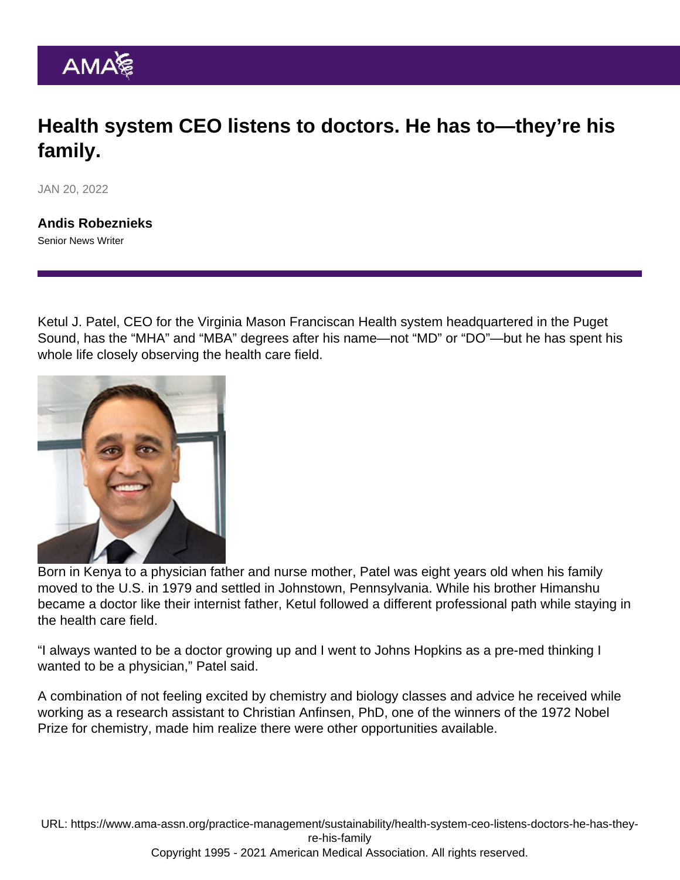# Health system CEO listens to doctors. He has to—they're his family.

JAN 20, 2022

**Andis Robeznieks**
Senior News Writer

Ketul J. Patel, CEO for the Virginia Mason Franciscan Health system headquartered in the Puget Sound, has the "MHA" and "MBA" degrees after his name—not "MD" or "DO"—but he has spent his whole life closely observing the health care field.

Born in Kenya to a physician father and nurse mother, Patel was eight years old when his family moved to the U.S. in 1979 and settled in Johnstown, Pennsylvania. While his brother Himanshu became a doctor like their internist father, Ketul followed a different professional path while staying in the health care field.

"I always wanted to be a doctor growing up and I went to Johns Hopkins as a pre-med thinking I wanted to be a physician," Patel said.

A combination of not feeling excited by chemistry and biology classes and advice he received while working as a research assistant to Christian Anfinsen, PhD, one of the winners of the 1972 Nobel Prize for chemistry, made him realize there were other opportunities available.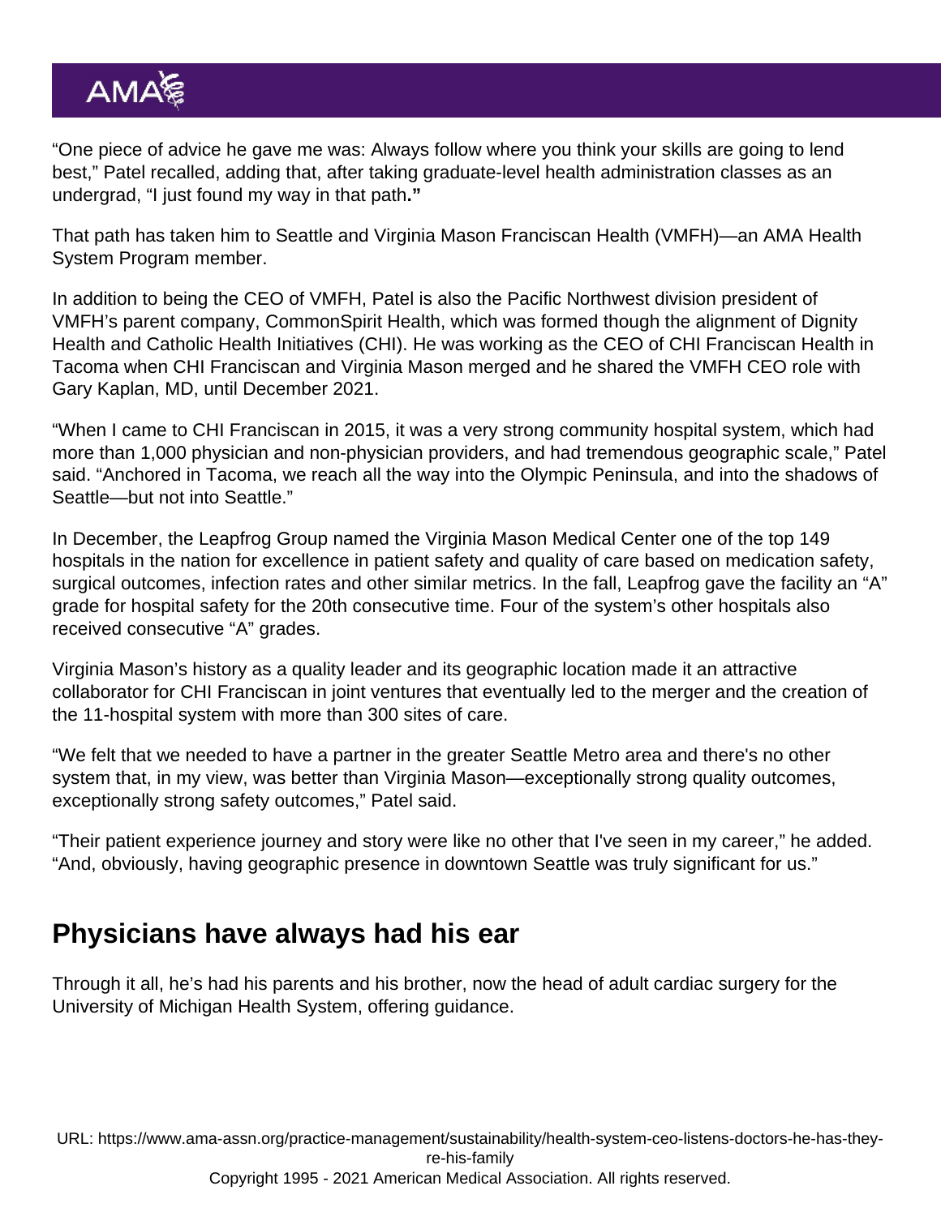"One piece of advice he gave me was: Always follow where you think your skills are going to lend best," Patel recalled, adding that, after taking graduate-level health administration classes as an undergrad, "I just found my way in that path**."**

That path has taken him to Seattle and Virginia Mason Franciscan Health (VMFH)—an AMA Health System Program member.

In addition to being the CEO of VMFH, Patel is also the Pacific Northwest division president of VMFH's parent company, CommonSpirit Health, which was formed though the alignment of Dignity Health and Catholic Health Initiatives (CHI). He was working as the CEO of CHI Franciscan Health in Tacoma when CHI Franciscan and Virginia Mason merged and he shared the VMFH CEO role with Gary Kaplan, MD, until December 2021.

"When I came to CHI Franciscan in 2015, it was a very strong community hospital system, which had more than 1,000 physician and non-physician providers, and had tremendous geographic scale," Patel said. "Anchored in Tacoma, we reach all the way into the Olympic Peninsula, and into the shadows of Seattle—but not into Seattle."

In December, the Leapfrog Group named the Virginia Mason Medical Center one of the top 149 hospitals in the nation for excellence in patient safety and quality of care based on medication safety, surgical outcomes, infection rates and other similar metrics. In the fall, Leapfrog gave the facility an "A" grade for hospital safety for the 20th consecutive time. Four of the system's other hospitals also received consecutive "A" grades.

Virginia Mason's history as a quality leader and its geographic location made it an attractive collaborator for CHI Franciscan in joint ventures that eventually led to the merger and the creation of the 11-hospital system with more than 300 sites of care.

"We felt that we needed to have a partner in the greater Seattle Metro area and there's no other system that, in my view, was better than Virginia Mason—exceptionally strong quality outcomes, exceptionally strong safety outcomes," Patel said.

"Their patient experience journey and story were like no other that I've seen in my career," he added. "And, obviously, having geographic presence in downtown Seattle was truly significant for us."

## Physicians have always had his ear

Through it all, he's had his parents and his brother, now the head of adult cardiac surgery for the University of Michigan Health System, offering guidance.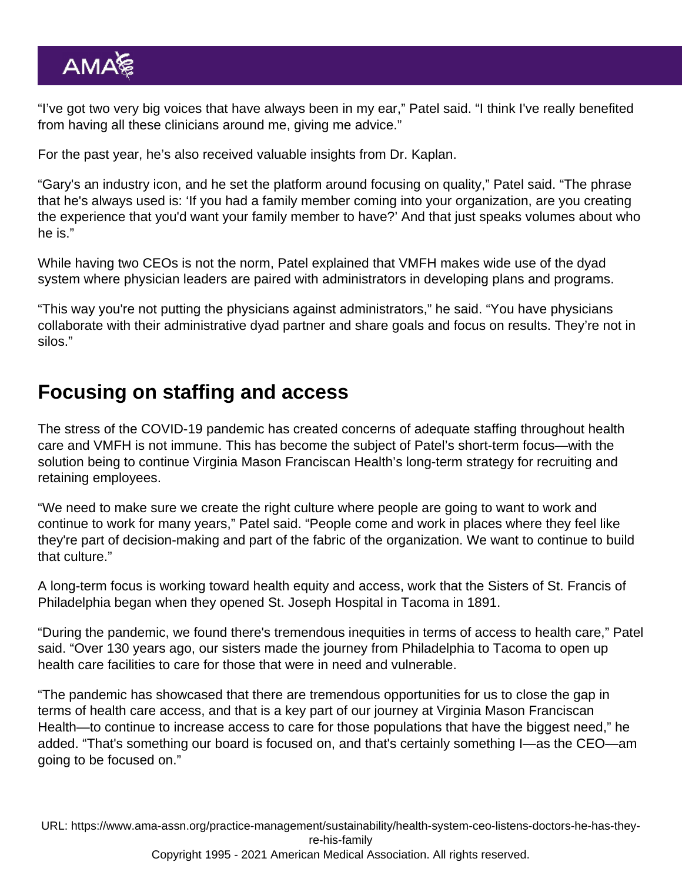“I’ve got two very big voices that have always been in my ear,” Patel said. “I think I've really benefited from having all these clinicians around me, giving me advice.”

For the past year, he’s also received valuable insights from Dr. Kaplan.

“Gary's an industry icon, and he set the platform around focusing on quality,” Patel said. “The phrase that he's always used is: ‘If you had a family member coming into your organization, are you creating the experience that you'd want your family member to have?’ And that just speaks volumes about who he is.”

While having two CEOs is not the norm, Patel explained that VMFH makes wide use of the dyad system where physician leaders are paired with administrators in developing plans and programs.

“This way you're not putting the physicians against administrators,” he said. “You have physicians collaborate with their administrative dyad partner and share goals and focus on results. They’re not in silos.”

## Focusing on staffing and access

The stress of the COVID-19 pandemic has created concerns of adequate staffing throughout health care and VMFH is not immune. This has become the subject of Patel’s short-term focus—with the solution being to continue Virginia Mason Franciscan Health’s long-term strategy for recruiting and retaining employees.

“We need to make sure we create the right culture where people are going to want to work and continue to work for many years,” Patel said. “People come and work in places where they feel like they're part of decision-making and part of the fabric of the organization. We want to continue to build that culture.”

A long-term focus is working toward health equity and access, work that the Sisters of St. Francis of Philadelphia began when they opened St. Joseph Hospital in Tacoma in 1891.

“During the pandemic, we found there's tremendous inequities in terms of access to health care,” Patel said. “Over 130 years ago, our sisters made the journey from Philadelphia to Tacoma to open up health care facilities to care for those that were in need and vulnerable.

“The pandemic has showcased that there are tremendous opportunities for us to close the gap in terms of health care access, and that is a key part of our journey at Virginia Mason Franciscan Health—to continue to increase access to care for those populations that have the biggest need,” he added. “That's something our board is focused on, and that's certainly something I—as the CEO—am going to be focused on.”